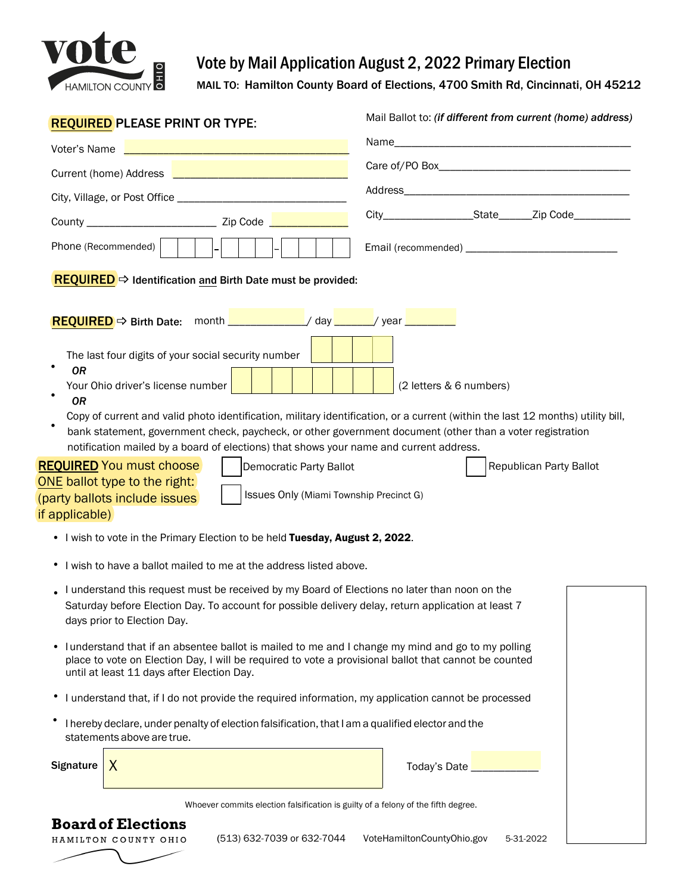# Vote by Mail Application August 2, 2022 Primary Election

**MAIL TO: Hamilton County Board of Elections, 4700 Smith Rd, Cincinnati, OH 45212**

**REQUIRED PLEASE PRINT OR TYPE:**

Voter's Name ______________________________

Current (home) Address ______________________________

City, Village, or Post Office ______________________________

County ______________________ Zip Code ____________

Phone (Recommended) [ ][ ][ ] - [ ][ ][ ] - [ ][ ][ ][ ]

Mail Ballot to: *(if different from current (home) address)*

Name ______________________________

Care of/PO Box ______________________________

Address ______________________________

City ______________ State ______ Zip Code __________

Email (recommended) ______________________________

**REQUIRED** ⇨ **Identification and Birth Date must be provided:**

**REQUIRED** ⇨ **Birth Date:** month ____________ / day ______ / year ________

- The last four digits of your social security number [ ][ ][ ][ ]

  ***OR***
- Your Ohio driver's license number [ ][ ][ ][ ][ ][ ][ ][ ] (2 letters & 6 numbers)

  ***OR***
- Copy of current and valid photo identification, military identification, or a current (within the last 12 months) utility bill, bank statement, government check, paycheck, or other government document (other than a voter registration notification mailed by a board of elections) that shows your name and current address.

**REQUIRED** You must choose ONE ballot type to the right: (party ballots include issues if applicable)

- ☐ Democratic Party Ballot
- ☐ Republican Party Ballot
- ☐ Issues Only (Miami Township Precinct G)

- I wish to vote in the Primary Election to be held **Tuesday, August 2, 2022**.
- I wish to have a ballot mailed to me at the address listed above.
- I understand this request must be received by my Board of Elections no later than noon on the Saturday before Election Day. To account for possible delivery delay, return application at least 7 days prior to Election Day.
- I understand that if an absentee ballot is mailed to me and I change my mind and go to my polling place to vote on Election Day, I will be required to vote a provisional ballot that cannot be counted until at least 11 days after Election Day.
- I understand that, if I do not provide the required information, my application cannot be processed
- I hereby declare, under penalty of election falsification, that I am a qualified elector and the statements above are true.

**Signature** X ______________________________ Today's Date ____________

Whoever commits election falsification is guilty of a felony of the fifth degree.

**Board of Elections**
HAMILTON COUNTY OHIO

(513) 632-7039 or 632-7044 VoteHamiltonCountyOhio.gov 5-31-2022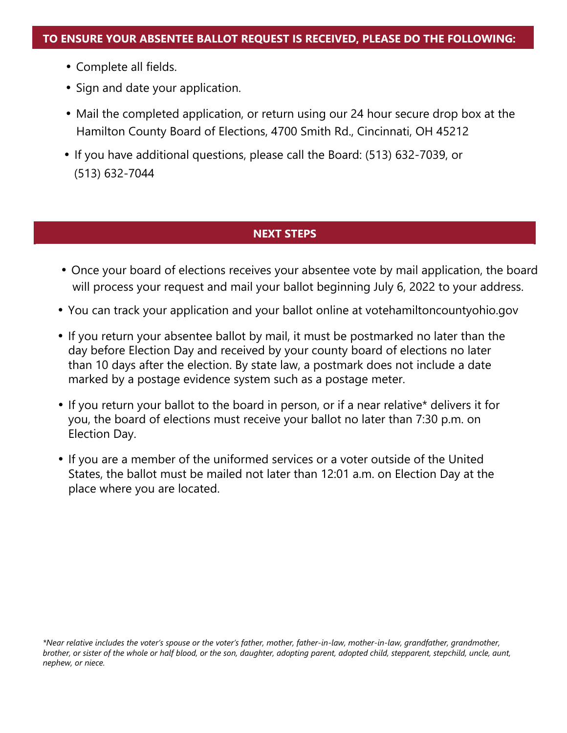## TO ENSURE YOUR ABSENTEE BALLOT REQUEST IS RECEIVED, PLEASE DO THE FOLLOWING:

- Complete all fields.
- Sign and date your application.
- Mail the completed application, or return using our 24 hour secure drop box at the Hamilton County Board of Elections, 4700 Smith Rd., Cincinnati, OH 45212
- If you have additional questions, please call the Board: (513) 632-7039, or (513) 632-7044

## NEXT STEPS

- Once your board of elections receives your absentee vote by mail application, the board will process your request and mail your ballot beginning July 6, 2022 to your address.
- You can track your application and your ballot online at votehamiltoncountyohio.gov
- If you return your absentee ballot by mail, it must be postmarked no later than the day before Election Day and received by your county board of elections no later than 10 days after the election. By state law, a postmark does not include a date marked by a postage evidence system such as a postage meter.
- If you return your ballot to the board in person, or if a near relative* delivers it for you, the board of elections must receive your ballot no later than 7:30 p.m. on Election Day.
- If you are a member of the uniformed services or a voter outside of the United States, the ballot must be mailed not later than 12:01 a.m. on Election Day at the place where you are located.

*\*Near relative includes the voter's spouse or the voter's father, mother, father-in-law, mother-in-law, grandfather, grandmother, brother, or sister of the whole or half blood, or the son, daughter, adopting parent, adopted child, stepparent, stepchild, uncle, aunt, nephew, or niece.*